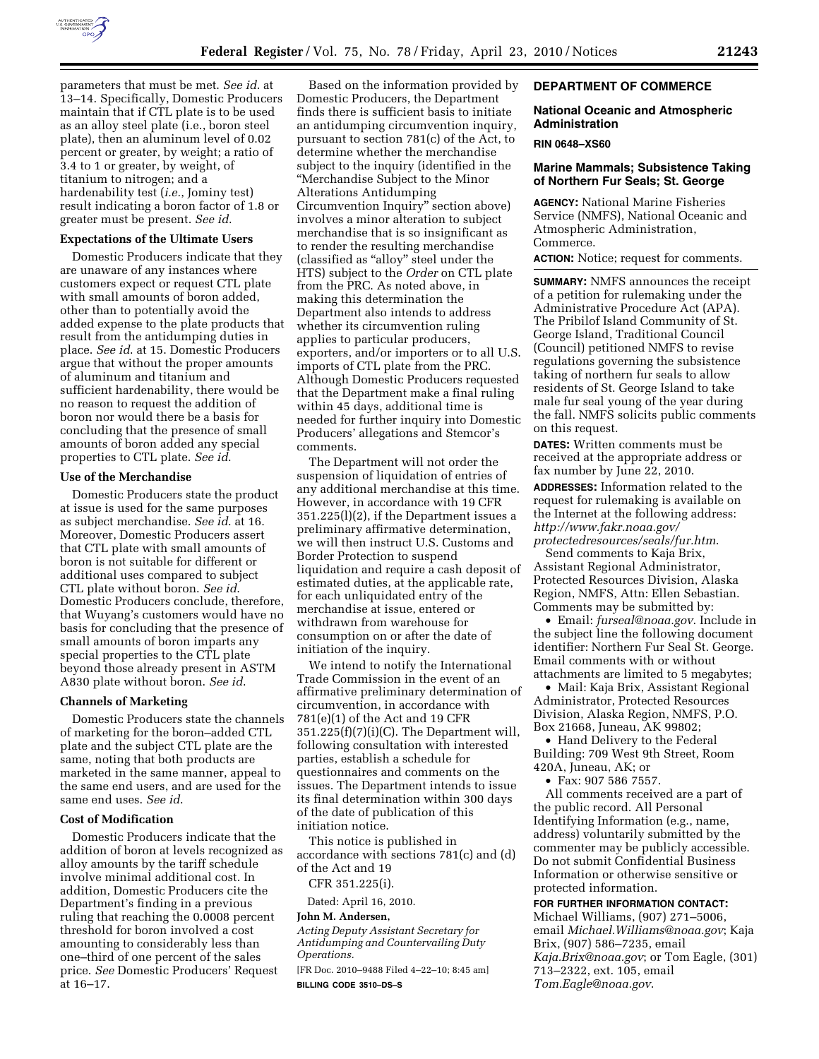parameters that must be met. *See id.* at 13–14. Specifically, Domestic Producers maintain that if CTL plate is to be used as an alloy steel plate (i.e., boron steel plate), then an aluminum level of 0.02 percent or greater, by weight; a ratio of 3.4 to 1 or greater, by weight, of titanium to nitrogen; and a hardenability test (*i.e.*, Jominy test) result indicating a boron factor of 1.8 or greater must be present. *See id.*

### Expectations of the Ultimate Users

Domestic Producers indicate that they are unaware of any instances where customers expect or request CTL plate with small amounts of boron added, other than to potentially avoid the added expense to the plate products that result from the antidumping duties in place. *See id.* at 15. Domestic Producers argue that without the proper amounts of aluminum and titanium and sufficient hardenability, there would be no reason to request the addition of boron nor would there be a basis for concluding that the presence of small amounts of boron added any special properties to CTL plate. *See id.*

### Use of the Merchandise

Domestic Producers state the product at issue is used for the same purposes as subject merchandise. *See id.* at 16. Moreover, Domestic Producers assert that CTL plate with small amounts of boron is not suitable for different or additional uses compared to subject CTL plate without boron. *See id.* Domestic Producers conclude, therefore, that Wuyang's customers would have no basis for concluding that the presence of small amounts of boron imparts any special properties to the CTL plate beyond those already present in ASTM A830 plate without boron. *See id.*

### Channels of Marketing

Domestic Producers state the channels of marketing for the boron–added CTL plate and the subject CTL plate are the same, noting that both products are marketed in the same manner, appeal to the same end users, and are used for the same end uses. *See id.*

### Cost of Modification

Domestic Producers indicate that the addition of boron at levels recognized as alloy amounts by the tariff schedule involve minimal additional cost. In addition, Domestic Producers cite the Department's finding in a previous ruling that reaching the 0.0008 percent threshold for boron involved a cost amounting to considerably less than one–third of one percent of the sales price. *See* Domestic Producers' Request at 16–17.

Based on the information provided by Domestic Producers, the Department finds there is sufficient basis to initiate an antidumping circumvention inquiry, pursuant to section 781(c) of the Act, to determine whether the merchandise subject to the inquiry (identified in the "Merchandise Subject to the Minor Alterations Antidumping Circumvention Inquiry" section above) involves a minor alteration to subject merchandise that is so insignificant as to render the resulting merchandise (classified as "alloy" steel under the HTS) subject to the *Order* on CTL plate from the PRC. As noted above, in making this determination the Department also intends to address whether its circumvention ruling applies to particular producers, exporters, and/or importers or to all U.S. imports of CTL plate from the PRC. Although Domestic Producers requested that the Department make a final ruling within 45 days, additional time is needed for further inquiry into Domestic Producers' allegations and Stemcor's comments.

The Department will not order the suspension of liquidation of entries of any additional merchandise at this time. However, in accordance with 19 CFR 351.225(l)(2), if the Department issues a preliminary affirmative determination, we will then instruct U.S. Customs and Border Protection to suspend liquidation and require a cash deposit of estimated duties, at the applicable rate, for each unliquidated entry of the merchandise at issue, entered or withdrawn from warehouse for consumption on or after the date of initiation of the inquiry.

We intend to notify the International Trade Commission in the event of an affirmative preliminary determination of circumvention, in accordance with 781(e)(1) of the Act and 19 CFR 351.225(f)(7)(i)(C). The Department will, following consultation with interested parties, establish a schedule for questionnaires and comments on the issues. The Department intends to issue its final determination within 300 days of the date of publication of this initiation notice.

This notice is published in accordance with sections 781(c) and (d) of the Act and 19 CFR 351.225(i).

Dated: April 16, 2010.

**John M. Andersen,**

*Acting Deputy Assistant Secretary for Antidumping and Countervailing Duty Operations.*

[FR Doc. 2010–9488 Filed 4–22–10; 8:45 am]

**BILLING CODE 3510–DS–S**

## DEPARTMENT OF COMMERCE

### National Oceanic and Atmospheric Administration

**RIN 0648–XS60**

### Marine Mammals; Subsistence Taking of Northern Fur Seals; St. George

**AGENCY:** National Marine Fisheries Service (NMFS), National Oceanic and Atmospheric Administration, Commerce.

**ACTION:** Notice; request for comments.

**SUMMARY:** NMFS announces the receipt of a petition for rulemaking under the Administrative Procedure Act (APA). The Pribilof Island Community of St. George Island, Traditional Council (Council) petitioned NMFS to revise regulations governing the subsistence taking of northern fur seals to allow residents of St. George Island to take male fur seal young of the year during the fall. NMFS solicits public comments on this request.

**DATES:** Written comments must be received at the appropriate address or fax number by June 22, 2010.

**ADDRESSES:** Information related to the request for rulemaking is available on the Internet at the following address: *http://www.fakr.noaa.gov/protectedresources/seals/fur.htm*.

Send comments to Kaja Brix, Assistant Regional Administrator, Protected Resources Division, Alaska Region, NMFS, Attn: Ellen Sebastian. Comments may be submitted by:

- Email: *furseal@noaa.gov*. Include in the subject line the following document identifier: Northern Fur Seal St. George. Email comments with or without attachments are limited to 5 megabytes;
- Mail: Kaja Brix, Assistant Regional Administrator, Protected Resources Division, Alaska Region, NMFS, P.O. Box 21668, Juneau, AK 99802;
- Hand Delivery to the Federal Building: 709 West 9th Street, Room 420A, Juneau, AK; or
- Fax: 907 586 7557.

All comments received are a part of the public record. All Personal Identifying Information (e.g., name, address) voluntarily submitted by the commenter may be publicly accessible. Do not submit Confidential Business Information or otherwise sensitive or protected information.

**FOR FURTHER INFORMATION CONTACT:** Michael Williams, (907) 271–5006, email *Michael.Williams@noaa.gov*; Kaja Brix, (907) 586–7235, email *Kaja.Brix@noaa.gov*; or Tom Eagle, (301) 713–2322, ext. 105, email *Tom.Eagle@noaa.gov*.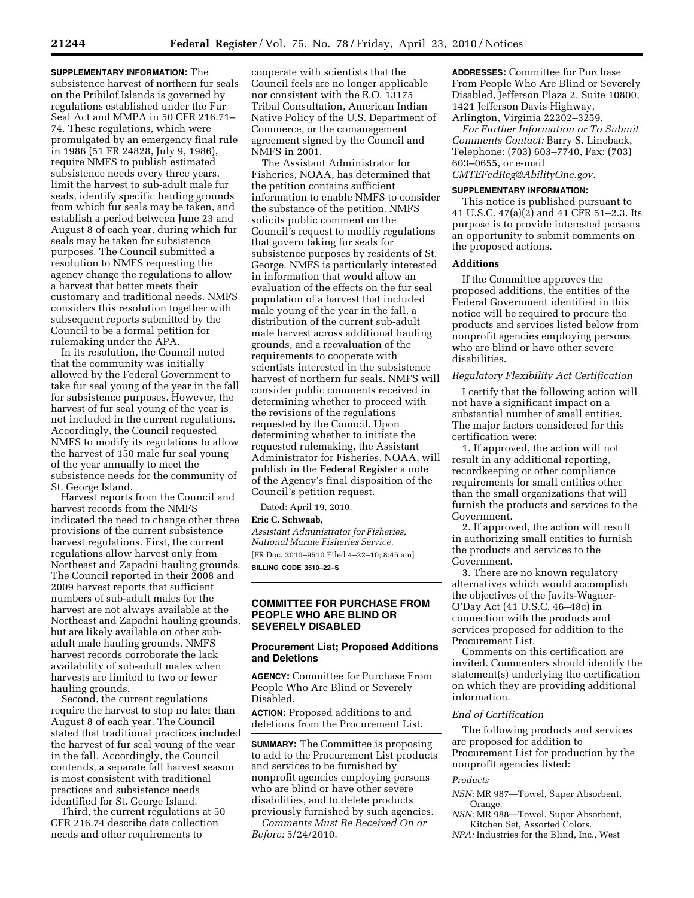**SUPPLEMENTARY INFORMATION:** The subsistence harvest of northern fur seals on the Pribilof Islands is governed by regulations established under the Fur Seal Act and MMPA in 50 CFR 216.71–74. These regulations, which were promulgated by an emergency final rule in 1986 (51 FR 24828, July 9, 1986), require NMFS to publish estimated subsistence needs every three years, limit the harvest to sub-adult male fur seals, identify specific hauling grounds from which fur seals may be taken, and establish a period between June 23 and August 8 of each year, during which fur seals may be taken for subsistence purposes. The Council submitted a resolution to NMFS requesting the agency change the regulations to allow a harvest that better meets their customary and traditional needs. NMFS considers this resolution together with subsequent reports submitted by the Council to be a formal petition for rulemaking under the APA.

In its resolution, the Council noted that the community was initially allowed by the Federal Government to take fur seal young of the year in the fall for subsistence purposes. However, the harvest of fur seal young of the year is not included in the current regulations. Accordingly, the Council requested NMFS to modify its regulations to allow the harvest of 150 male fur seal young of the year annually to meet the subsistence needs for the community of St. George Island.

Harvest reports from the Council and harvest records from the NMFS indicated the need to change other three provisions of the current subsistence harvest regulations. First, the current regulations allow harvest only from Northeast and Zapadni hauling grounds. The Council reported in their 2008 and 2009 harvest reports that sufficient numbers of sub-adult males for the harvest are not always available at the Northeast and Zapadni hauling grounds, but are likely available on other sub-adult male hauling grounds. NMFS harvest records corroborate the lack availability of sub-adult males when harvests are limited to two or fewer hauling grounds.

Second, the current regulations require the harvest to stop no later than August 8 of each year. The Council stated that traditional practices included the harvest of fur seal young of the year in the fall. Accordingly, the Council contends, a separate fall harvest season is most consistent with traditional practices and subsistence needs identified for St. George Island.

Third, the current regulations at 50 CFR 216.74 describe data collection needs and other requirements to cooperate with scientists that the Council feels are no longer applicable nor consistent with the E.O. 13175 Tribal Consultation, American Indian Native Policy of the U.S. Department of Commerce, or the comanagement agreement signed by the Council and NMFS in 2001.

The Assistant Administrator for Fisheries, NOAA, has determined that the petition contains sufficient information to enable NMFS to consider the substance of the petition. NMFS solicits public comment on the Council's request to modify regulations that govern taking fur seals for subsistence purposes by residents of St. George. NMFS is particularly interested in information that would allow an evaluation of the effects on the fur seal population of a harvest that included male young of the year in the fall, a distribution of the current sub-adult male harvest across additional hauling grounds, and a reevaluation of the requirements to cooperate with scientists interested in the subsistence harvest of northern fur seals. NMFS will consider public comments received in determining whether to proceed with the revisions of the regulations requested by the Council. Upon determining whether to initiate the requested rulemaking, the Assistant Administrator for Fisheries, NOAA, will publish in the **Federal Register** a note of the Agency's final disposition of the Council's petition request.

Dated: April 19, 2010.

**Eric C. Schwaab,**

*Assistant Administrator for Fisheries, National Marine Fisheries Service.*

[FR Doc. 2010–9510 Filed 4–22–10; 8:45 am]

**BILLING CODE 3510–22–S**

## COMMITTEE FOR PURCHASE FROM PEOPLE WHO ARE BLIND OR SEVERELY DISABLED

### Procurement List; Proposed Additions and Deletions

**AGENCY:** Committee for Purchase From People Who Are Blind or Severely Disabled.

**ACTION:** Proposed additions to and deletions from the Procurement List.

**SUMMARY:** The Committee is proposing to add to the Procurement List products and services to be furnished by nonprofit agencies employing persons who are blind or have other severe disabilities, and to delete products previously furnished by such agencies.

*Comments Must Be Received On or Before:* 5/24/2010.

**ADDRESSES:** Committee for Purchase From People Who Are Blind or Severely Disabled, Jefferson Plaza 2, Suite 10800, 1421 Jefferson Davis Highway, Arlington, Virginia 22202–3259.

*For Further Information or To Submit Comments Contact:* Barry S. Lineback, Telephone: (703) 603–7740, Fax: (703) 603–0655, or e-mail *CMTEFedReg@AbilityOne.gov.*

**SUPPLEMENTARY INFORMATION:**

This notice is published pursuant to 41 U.S.C. 47(a)(2) and 41 CFR 51–2.3. Its purpose is to provide interested persons an opportunity to submit comments on the proposed actions.

#### Additions

If the Committee approves the proposed additions, the entities of the Federal Government identified in this notice will be required to procure the products and services listed below from nonprofit agencies employing persons who are blind or have other severe disabilities.

*Regulatory Flexibility Act Certification*

I certify that the following action will not have a significant impact on a substantial number of small entities. The major factors considered for this certification were:

1. If approved, the action will not result in any additional reporting, recordkeeping or other compliance requirements for small entities other than the small organizations that will furnish the products and services to the Government.

2. If approved, the action will result in authorizing small entities to furnish the products and services to the Government.

3. There are no known regulatory alternatives which would accomplish the objectives of the Javits-Wagner-O'Day Act (41 U.S.C. 46–48c) in connection with the products and services proposed for addition to the Procurement List.

Comments on this certification are invited. Commenters should identify the statement(s) underlying the certification on which they are providing additional information.

*End of Certification*

The following products and services are proposed for addition to Procurement List for production by the nonprofit agencies listed:

*Products*

*NSN:* MR 987—Towel, Super Absorbent, Orange.

*NSN:* MR 988—Towel, Super Absorbent, Kitchen Set, Assorted Colors.

*NPA:* Industries for the Blind, Inc., West